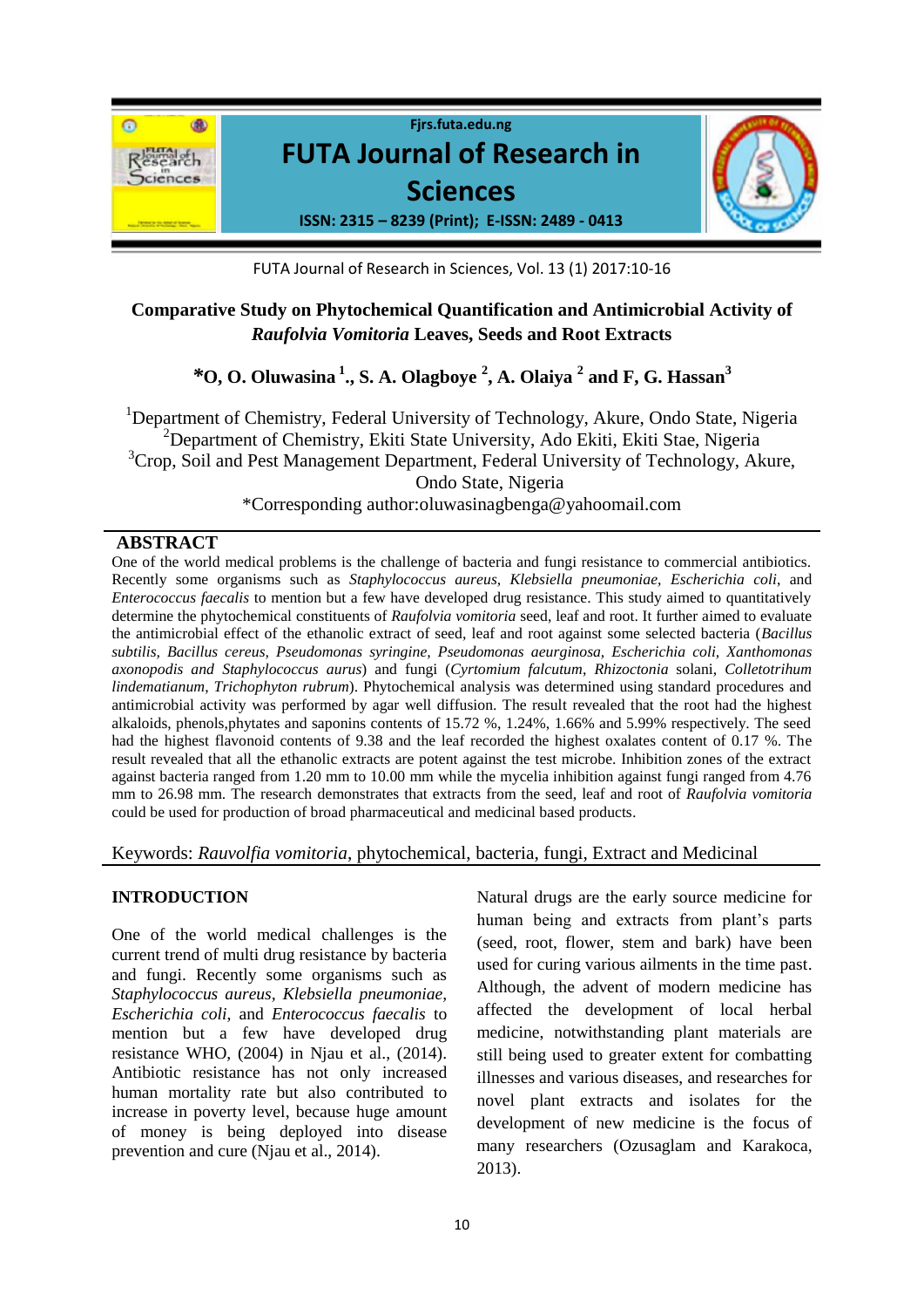# Comparative Study on Phytochemical Quantification and Antimicrobial Activity of *Raufolvia Vomitoria* Leaves, Seeds and Root Extracts

**\*O, O. Oluwasina [1]., S. A. Olagboye [2], A. Olaiya [2] and F, G. Hassan[3]**

[1]Department of Chemistry, Federal University of Technology, Akure, Ondo State, Nigeria
[2]Department of Chemistry, Ekiti State University, Ado Ekiti, Ekiti Stae, Nigeria
[3]Crop, Soil and Pest Management Department, Federal University of Technology, Akure, Ondo State, Nigeria
\*Corresponding author:oluwasinagbenga@yahoomail.com

## ABSTRACT

One of the world medical problems is the challenge of bacteria and fungi resistance to commercial antibiotics. Recently some organisms such as *Staphylococcus aureus, Klebsiella pneumoniae, Escherichia coli*, and *Enterococcus faecalis* to mention but a few have developed drug resistance. This study aimed to quantitatively determine the phytochemical constituents of *Raufolvia vomitoria* seed, leaf and root. It further aimed to evaluate the antimicrobial effect of the ethanolic extract of seed, leaf and root against some selected bacteria (*Bacillus subtilis, Bacillus cereus, Pseudomonas syringine, Pseudomonas aeurginosa, Escherichia coli, Xanthomonas axonopodis and Staphylococcus aurus*) and fungi (*Cyrtomium falcutum, Rhizoctonia* solani, *Colletotrihum lindematianum, Trichophyton rubrum*). Phytochemical analysis was determined using standard procedures and antimicrobial activity was performed by agar well diffusion. The result revealed that the root had the highest alkaloids, phenols,phytates and saponins contents of 15.72 %, 1.24%, 1.66% and 5.99% respectively. The seed had the highest flavonoid contents of 9.38 and the leaf recorded the highest oxalates content of 0.17 %. The result revealed that all the ethanolic extracts are potent against the test microbe. Inhibition zones of the extract against bacteria ranged from 1.20 mm to 10.00 mm while the mycelia inhibition against fungi ranged from 4.76 mm to 26.98 mm. The research demonstrates that extracts from the seed, leaf and root of *Raufolvia vomitoria* could be used for production of broad pharmaceutical and medicinal based products.

Keywords: *Rauvolfia vomitoria*, phytochemical, bacteria, fungi, Extract and Medicinal

## INTRODUCTION

One of the world medical challenges is the current trend of multi drug resistance by bacteria and fungi. Recently some organisms such as *Staphylococcus aureus*, *Klebsiella pneumoniae*, *Escherichia coli*, and *Enterococcus faecalis* to mention but a few have developed drug resistance WHO, (2004) in Njau et al., (2014). Antibiotic resistance has not only increased human mortality rate but also contributed to increase in poverty level, because huge amount of money is being deployed into disease prevention and cure (Njau et al., 2014).

Natural drugs are the early source medicine for human being and extracts from plant's parts (seed, root, flower, stem and bark) have been used for curing various ailments in the time past. Although, the advent of modern medicine has affected the development of local herbal medicine, notwithstanding plant materials are still being used to greater extent for combatting illnesses and various diseases, and researches for novel plant extracts and isolates for the development of new medicine is the focus of many researchers (Ozusaglam and Karakoca, 2013).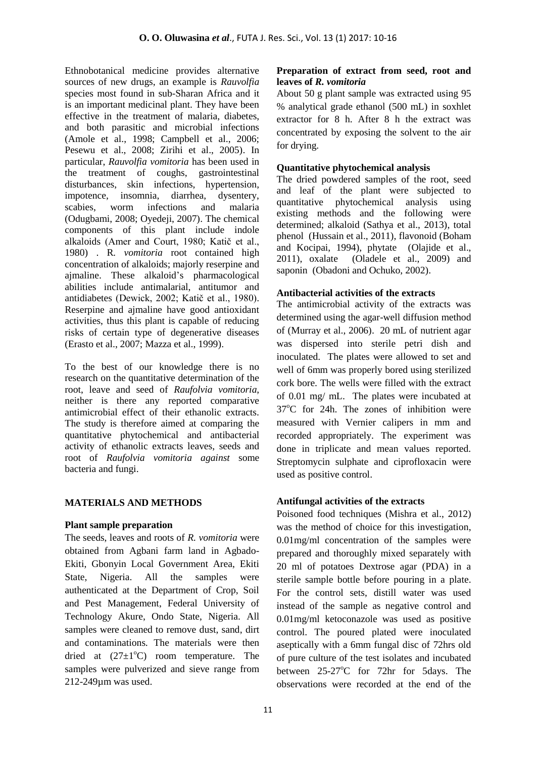Ethnobotanical medicine provides alternative sources of new drugs, an example is *Rauvolfia* species most found in sub-Sharan Africa and it is an important medicinal plant. They have been effective in the treatment of malaria, diabetes, and both parasitic and microbial infections (Amole et al., 1998; Campbell et al., 2006; Pesewu et al., 2008; Zirihi et al., 2005). In particular, *Rauvolfia vomitoria* has been used in the treatment of coughs, gastrointestinal disturbances, skin infections, hypertension, impotence, insomnia, diarrhea, dysentery, scabies, worm infections and malaria (Odugbami, 2008; Oyedeji, 2007). The chemical components of this plant include indole alkaloids (Amer and Court, 1980; Katič et al., 1980) . R. *vomitoria* root contained high concentration of alkaloids; majorly reserpine and ajmaline. These alkaloid's pharmacological abilities include antimalarial, antitumor and antidiabetes (Dewick, 2002; Katič et al., 1980). Reserpine and ajmaline have good antioxidant activities, thus this plant is capable of reducing risks of certain type of degenerative diseases (Erasto et al., 2007; Mazza et al., 1999).

To the best of our knowledge there is no research on the quantitative determination of the root, leave and seed of *Raufolvia vomitoria*, neither is there any reported comparative antimicrobial effect of their ethanolic extracts. The study is therefore aimed at comparing the quantitative phytochemical and antibacterial activity of ethanolic extracts leaves, seeds and root of *Raufolvia vomitoria against* some bacteria and fungi.

## MATERIALS AND METHODS

### Plant sample preparation

The seeds, leaves and roots of *R. vomitoria* were obtained from Agbani farm land in Agbado-Ekiti, Gbonyin Local Government Area, Ekiti State, Nigeria. All the samples were authenticated at the Department of Crop, Soil and Pest Management, Federal University of Technology Akure, Ondo State, Nigeria. All samples were cleaned to remove dust, sand, dirt and contaminations. The materials were then dried at $(27\pm1^{o}C)$ room temperature. The samples were pulverized and sieve range from 212-249µm was used.

### Preparation of extract from seed, root and leaves of *R. vomitoria*

About 50 g plant sample was extracted using 95 % analytical grade ethanol (500 mL) in soxhlet extractor for 8 h. After 8 h the extract was concentrated by exposing the solvent to the air for drying.

### Quantitative phytochemical analysis

The dried powdered samples of the root, seed and leaf of the plant were subjected to quantitative phytochemical analysis using existing methods and the following were determined; alkaloid (Sathya et al., 2013), total phenol (Hussain et al., 2011), flavonoid (Boham and Kocipai, 1994), phytate (Olajide et al., 2011), oxalate (Oladele et al., 2009) and saponin (Obadoni and Ochuko, 2002).

### Antibacterial activities of the extracts

The antimicrobial activity of the extracts was determined using the agar-well diffusion method of (Murray et al., 2006). 20 mL of nutrient agar was dispersed into sterile petri dish and inoculated. The plates were allowed to set and well of 6mm was properly bored using sterilized cork bore. The wells were filled with the extract of 0.01 mg/ mL. The plates were incubated at $37^{o}C$ for 24h. The zones of inhibition were measured with Vernier calipers in mm and recorded appropriately. The experiment was done in triplicate and mean values reported. Streptomycin sulphate and ciprofloxacin were used as positive control.

### Antifungal activities of the extracts

Poisoned food techniques (Mishra et al., 2012) was the method of choice for this investigation, 0.01mg/ml concentration of the samples were prepared and thoroughly mixed separately with 20 ml of potatoes Dextrose agar (PDA) in a sterile sample bottle before pouring in a plate. For the control sets, distill water was used instead of the sample as negative control and 0.01mg/ml ketoconazole was used as positive control. The poured plated were inoculated aseptically with a 6mm fungal disc of 72hrs old of pure culture of the test isolates and incubated between $25\text{-}27^{o}C$ for 72hr for 5days. The observations were recorded at the end of the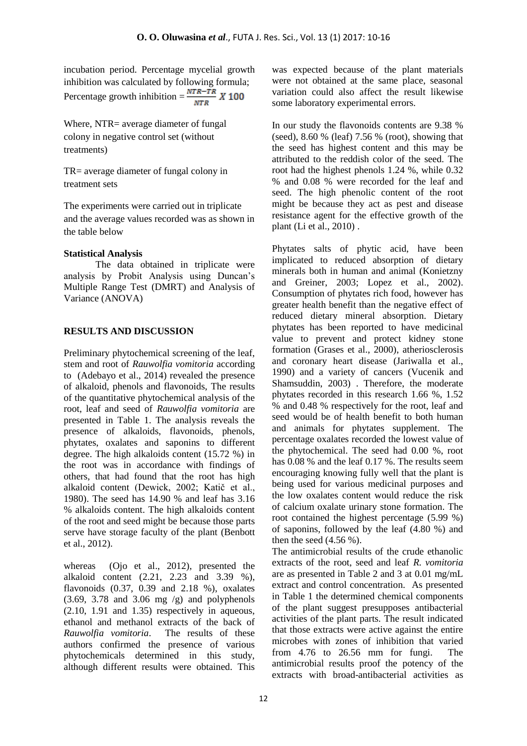incubation period. Percentage mycelial growth inhibition was calculated by following formula;

Percentage growth inhibition = $\frac{NTR-TR}{NTR} X\ 100$

Where, NTR= average diameter of fungal colony in negative control set (without treatments)

TR= average diameter of fungal colony in treatment sets

The experiments were carried out in triplicate and the average values recorded was as shown in the table below

**Statistical Analysis**

The data obtained in triplicate were analysis by Probit Analysis using Duncan's Multiple Range Test (DMRT) and Analysis of Variance (ANOVA)

## RESULTS AND DISCUSSION

Preliminary phytochemical screening of the leaf, stem and root of *Rauwolfia vomitoria* according to (Adebayo et al., 2014) revealed the presence of alkaloid, phenols and flavonoids, The results of the quantitative phytochemical analysis of the root, leaf and seed of *Rauwolfia vomitoria* are presented in Table 1. The analysis reveals the presence of alkaloids, flavonoids, phenols, phytates, oxalates and saponins to different degree. The high alkaloids content (15.72 %) in the root was in accordance with findings of others, that had found that the root has high alkaloid content (Dewick, 2002; Katič et al., 1980). The seed has 14.90 % and leaf has 3.16 % alkaloids content. The high alkaloids content of the root and seed might be because those parts serve have storage faculty of the plant (Benbott et al., 2012).

whereas (Ojo et al., 2012), presented the alkaloid content (2.21, 2.23 and 3.39 %), flavonoids (0.37, 0.39 and 2.18 %), oxalates (3.69, 3.78 and 3.06 mg /g) and polyphenols (2.10, 1.91 and 1.35) respectively in aqueous, ethanol and methanol extracts of the back of *Rauwolfia vomitoria*. The results of these authors confirmed the presence of various phytochemicals determined in this study, although different results were obtained. This was expected because of the plant materials were not obtained at the same place, seasonal variation could also affect the result likewise some laboratory experimental errors.

In our study the flavonoids contents are 9.38 % (seed), 8.60 % (leaf) 7.56 % (root), showing that the seed has highest content and this may be attributed to the reddish color of the seed. The root had the highest phenols 1.24 %, while 0.32 % and 0.08 % were recorded for the leaf and seed. The high phenolic content of the root might be because they act as pest and disease resistance agent for the effective growth of the plant (Li et al., 2010) .

Phytates salts of phytic acid, have been implicated to reduced absorption of dietary minerals both in human and animal (Konietzny and Greiner, 2003; Lopez et al., 2002). Consumption of phytates rich food, however has greater health benefit than the negative effect of reduced dietary mineral absorption. Dietary phytates has been reported to have medicinal value to prevent and protect kidney stone formation (Grases et al., 2000), atheriosclerosis and coronary heart disease (Jariwalla et al., 1990) and a variety of cancers (Vucenik and Shamsuddin, 2003) . Therefore, the moderate phytates recorded in this research 1.66 %, 1.52 % and 0.48 % respectively for the root, leaf and seed would be of health benefit to both human and animals for phytates supplement. The percentage oxalates recorded the lowest value of the phytochemical. The seed had 0.00 %, root has 0.08 % and the leaf 0.17 %. The results seem encouraging knowing fully well that the plant is being used for various medicinal purposes and the low oxalates content would reduce the risk of calcium oxalate urinary stone formation. The root contained the highest percentage (5.99 %) of saponins, followed by the leaf (4.80 %) and then the seed (4.56 %).

The antimicrobial results of the crude ethanolic extracts of the root, seed and leaf *R. vomitoria* are as presented in Table 2 and 3 at 0.01 mg/mL extract and control concentration. As presented in Table 1 the determined chemical components of the plant suggest presupposes antibacterial activities of the plant parts. The result indicated that those extracts were active against the entire microbes with zones of inhibition that varied from 4.76 to 26.56 mm for fungi. The antimicrobial results proof the potency of the extracts with broad-antibacterial activities as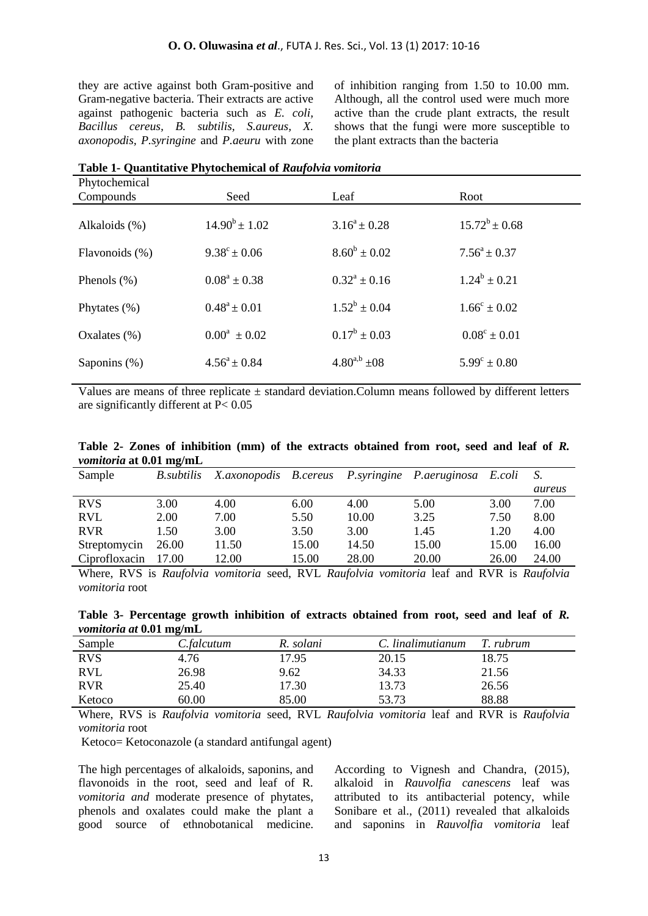they are active against both Gram-positive and Gram-negative bacteria. Their extracts are active against pathogenic bacteria such as *E. coli, Bacillus cereus, B. subtilis, S.aureus, X. axonopodis, P.syringine* and *P.aeuru* with zone of inhibition ranging from 1.50 to 10.00 mm. Although, all the control used were much more active than the crude plant extracts, the result shows that the fungi were more susceptible to the plant extracts than the bacteria

**Table 1- Quantitative Phytochemical of *Raufolvia vomitoria***

| Phytochemical Compounds | Seed | Leaf | Root |
|---|---|---|---|
| Alkaloids (%) | $14.90^{b} \pm 1.02$ | $3.16^{a} \pm 0.28$ | $15.72^{b} \pm 0.68$ |
| Flavonoids (%) | $9.38^{c} \pm 0.06$ | $8.60^{b} \pm 0.02$ | $7.56^{a} \pm 0.37$ |
| Phenols (%) | $0.08^{a} \pm 0.38$ | $0.32^{a} \pm 0.16$ | $1.24^{b} \pm 0.21$ |
| Phytates (%) | $0.48^{a} \pm 0.01$ | $1.52^{b} \pm 0.04$ | $1.66^{c} \pm 0.02$ |
| Oxalates (%) | $0.00^{a} \pm 0.02$ | $0.17^{b} \pm 0.03$ | $0.08^{c} \pm 0.01$ |
| Saponins (%) | $4.56^{a} \pm 0.84$ | $4.80^{a,b} \pm 08$ | $5.99^{c} \pm 0.80$ |

Values are means of three replicate ± standard deviation.Column means followed by different letters are significantly different at $P < 0.05$

**Table 2- Zones of inhibition (mm) of the extracts obtained from root, seed and leaf of *R. vomitoria* at 0.01 mg/mL**

| Sample | *B.subtilis* | *X.axonopodis* | *B.cereus* | *P.syringine* | *P.aeruginosa* | *E.coli* | *S. aureus* |
|---|---|---|---|---|---|---|---|
| RVS | 3.00 | 4.00 | 6.00 | 4.00 | 5.00 | 3.00 | 7.00 |
| RVL | 2.00 | 7.00 | 5.50 | 10.00 | 3.25 | 7.50 | 8.00 |
| RVR | 1.50 | 3.00 | 3.50 | 3.00 | 1.45 | 1.20 | 4.00 |
| Streptomycin | 26.00 | 11.50 | 15.00 | 14.50 | 15.00 | 15.00 | 16.00 |
| Ciprofloxacin | 17.00 | 12.00 | 15.00 | 28.00 | 20.00 | 26.00 | 24.00 |

Where, RVS is *Raufolvia vomitoria* seed, RVL *Raufolvia vomitoria* leaf and RVR is *Raufolvia vomitoria* root

**Table 3- Percentage growth inhibition of extracts obtained from root, seed and leaf of *R. vomitoria at* 0.01 mg/mL**

| Sample | *C.falcutum* | *R. solani* | *C. linalimutianum* | *T. rubrum* |
|---|---|---|---|---|
| RVS | 4.76 | 17.95 | 20.15 | 18.75 |
| RVL | 26.98 | 9.62 | 34.33 | 21.56 |
| RVR | 25.40 | 17.30 | 13.73 | 26.56 |
| Ketoco | 60.00 | 85.00 | 53.73 | 88.88 |

Where, RVS is *Raufolvia vomitoria* seed, RVL *Raufolvia vomitoria* leaf and RVR is *Raufolvia vomitoria* root

Ketoco= Ketoconazole (a standard antifungal agent)

The high percentages of alkaloids, saponins, and flavonoids in the root, seed and leaf of R. *vomitoria and* moderate presence of phytates, phenols and oxalates could make the plant a good source of ethnobotanical medicine. According to Vignesh and Chandra, (2015), alkaloid in *Rauvolfia canescens* leaf was attributed to its antibacterial potency, while Sonibare et al., (2011) revealed that alkaloids and saponins in *Rauvolfia vomitoria* leaf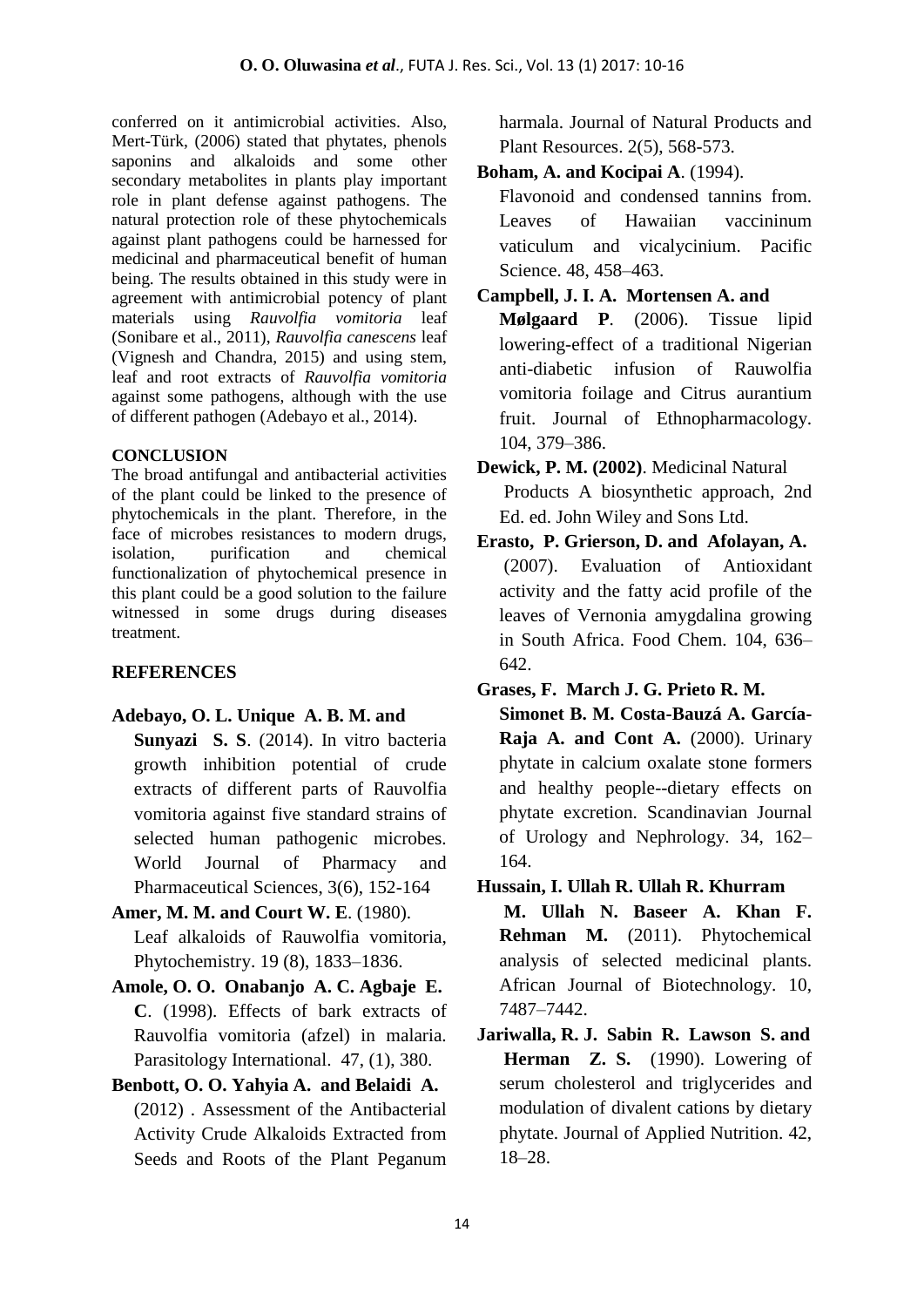conferred on it antimicrobial activities. Also, Mert-Türk, (2006) stated that phytates, phenols saponins and alkaloids and some other secondary metabolites in plants play important role in plant defense against pathogens. The natural protection role of these phytochemicals against plant pathogens could be harnessed for medicinal and pharmaceutical benefit of human being. The results obtained in this study were in agreement with antimicrobial potency of plant materials using *Rauvolfia vomitoria* leaf (Sonibare et al., 2011), *Rauvolfia canescens* leaf (Vignesh and Chandra, 2015) and using stem, leaf and root extracts of *Rauvolfia vomitoria* against some pathogens, although with the use of different pathogen (Adebayo et al., 2014).

## CONCLUSION

The broad antifungal and antibacterial activities of the plant could be linked to the presence of phytochemicals in the plant. Therefore, in the face of microbes resistances to modern drugs, isolation, purification and chemical functionalization of phytochemical presence in this plant could be a good solution to the failure witnessed in some drugs during diseases treatment.

## REFERENCES

**Adebayo, O. L. Unique A. B. M. and Sunyazi S. S**. (2014). In vitro bacteria growth inhibition potential of crude extracts of different parts of Rauvolfia vomitoria against five standard strains of selected human pathogenic microbes. World Journal of Pharmacy and Pharmaceutical Sciences, 3(6), 152-164

**Amer, M. M. and Court W. E**. (1980). Leaf alkaloids of Rauwolfia vomitoria, Phytochemistry. 19 (8), 1833–1836.

**Amole, O. O. Onabanjo A. C. Agbaje E. C**. (1998). Effects of bark extracts of Rauvolfia vomitoria (afzel) in malaria. Parasitology International. 47, (1), 380.

**Benbott, O. O. Yahyia A. and Belaidi A.** (2012) . Assessment of the Antibacterial Activity Crude Alkaloids Extracted from Seeds and Roots of the Plant Peganum harmala. Journal of Natural Products and Plant Resources. 2(5), 568-573.

**Boham, A. and Kocipai A**. (1994). Flavonoid and condensed tannins from. Leaves of Hawaiian vaccininum vaticulum and vicalycinium. Pacific Science. 48, 458–463.

**Campbell, J. I. A. Mortensen A. and Mølgaard P**. (2006). Tissue lipid lowering-effect of a traditional Nigerian anti-diabetic infusion of Rauwolfia vomitoria foilage and Citrus aurantium fruit. Journal of Ethnopharmacology. 104, 379–386.

**Dewick, P. M. (2002)**. Medicinal Natural Products A biosynthetic approach, 2nd Ed. ed. John Wiley and Sons Ltd.

**Erasto, P. Grierson, D. and Afolayan, A.** (2007). Evaluation of Antioxidant activity and the fatty acid profile of the leaves of Vernonia amygdalina growing in South Africa. Food Chem. 104, 636–642.

**Grases, F. March J. G. Prieto R. M. Simonet B. M. Costa-Bauzá A. García-Raja A. and Cont A.** (2000). Urinary phytate in calcium oxalate stone formers and healthy people--dietary effects on phytate excretion. Scandinavian Journal of Urology and Nephrology. 34, 162–164.

**Hussain, I. Ullah R. Ullah R. Khurram M. Ullah N. Baseer A. Khan F. Rehman M.** (2011). Phytochemical analysis of selected medicinal plants. African Journal of Biotechnology. 10, 7487–7442.

**Jariwalla, R. J. Sabin R. Lawson S. and Herman Z. S.** (1990). Lowering of serum cholesterol and triglycerides and modulation of divalent cations by dietary phytate. Journal of Applied Nutrition. 42, 18–28.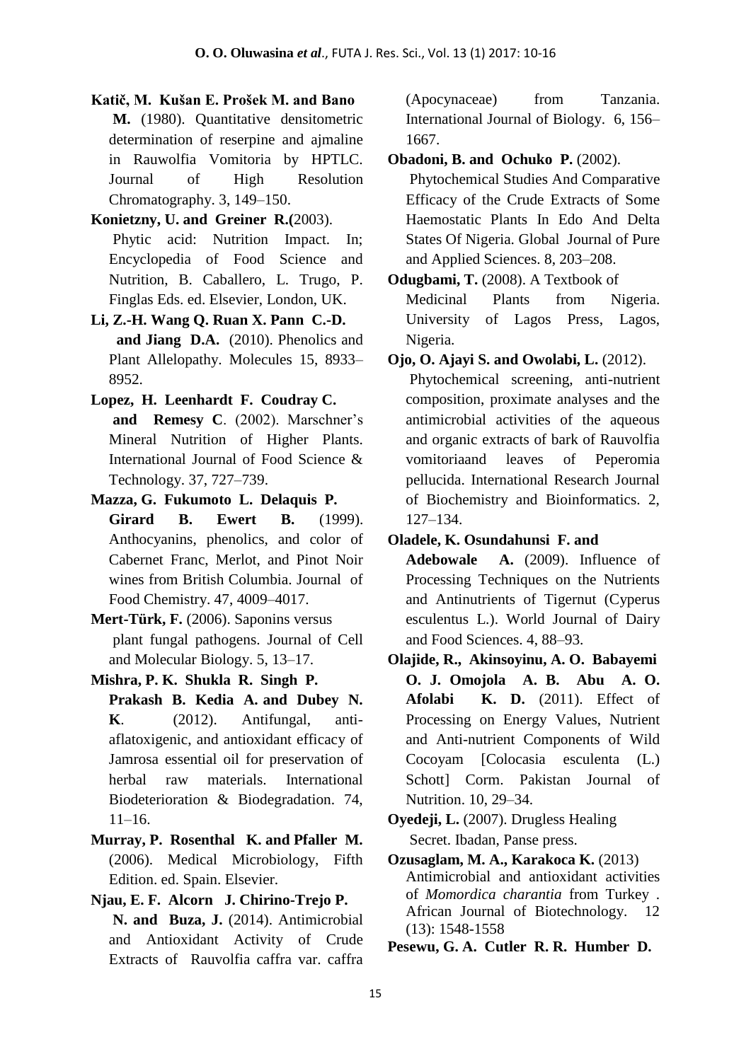**Katič, M. Kušan E. Prošek M. and Bano M.** (1980). Quantitative densitometric determination of reserpine and ajmaline in Rauwolfia Vomitoria by HPTLC. Journal of High Resolution Chromatography. 3, 149–150.

**Konietzny, U. and Greiner R.(**2003). Phytic acid: Nutrition Impact. In; Encyclopedia of Food Science and Nutrition, B. Caballero, L. Trugo, P. Finglas Eds. ed. Elsevier, London, UK.

**Li, Z.-H. Wang Q. Ruan X. Pann C.-D. and Jiang D.A.** (2010). Phenolics and Plant Allelopathy. Molecules 15, 8933–8952.

**Lopez, H. Leenhardt F. Coudray C. and Remesy C**. (2002). Marschner's Mineral Nutrition of Higher Plants. International Journal of Food Science & Technology. 37, 727–739.

**Mazza, G. Fukumoto L. Delaquis P. Girard B. Ewert B.** (1999). Anthocyanins, phenolics, and color of Cabernet Franc, Merlot, and Pinot Noir wines from British Columbia. Journal of Food Chemistry. 47, 4009–4017.

**Mert-Türk, F.** (2006). Saponins versus plant fungal pathogens. Journal of Cell and Molecular Biology. 5, 13–17.

**Mishra, P. K. Shukla R. Singh P. Prakash B. Kedia A. and Dubey N. K**. (2012). Antifungal, anti-aflatoxigenic, and antioxidant efficacy of Jamrosa essential oil for preservation of herbal raw materials. International Biodeterioration & Biodegradation. 74, 11–16.

**Murray, P. Rosenthal K. and Pfaller M.** (2006). Medical Microbiology, Fifth Edition. ed. Spain. Elsevier.

**Njau, E. F. Alcorn J. Chirino-Trejo P. N. and Buza, J.** (2014). Antimicrobial and Antioxidant Activity of Crude Extracts of Rauvolfia caffra var. caffra (Apocynaceae) from Tanzania. International Journal of Biology. 6, 156–1667.

**Obadoni, B. and Ochuko P.** (2002). Phytochemical Studies And Comparative Efficacy of the Crude Extracts of Some Haemostatic Plants In Edo And Delta States Of Nigeria. Global Journal of Pure and Applied Sciences. 8, 203–208.

**Odugbami, T.** (2008). A Textbook of Medicinal Plants from Nigeria. University of Lagos Press, Lagos, Nigeria.

**Ojo, O. Ajayi S. and Owolabi, L.** (2012). Phytochemical screening, anti-nutrient composition, proximate analyses and the antimicrobial activities of the aqueous and organic extracts of bark of Rauvolfia vomitoriaand leaves of Peperomia pellucida. International Research Journal of Biochemistry and Bioinformatics. 2, 127–134.

**Oladele, K. Osundahunsi F. and Adebowale A.** (2009). Influence of Processing Techniques on the Nutrients and Antinutrients of Tigernut (Cyperus esculentus L.). World Journal of Dairy and Food Sciences. 4, 88–93.

**Olajide, R., Akinsoyinu, A. O. Babayemi O. J. Omojola A. B. Abu A. O. Afolabi K. D.** (2011). Effect of Processing on Energy Values, Nutrient and Anti-nutrient Components of Wild Cocoyam [Colocasia esculenta (L.) Schott] Corm. Pakistan Journal of Nutrition. 10, 29–34.

**Oyedeji, L.** (2007). Drugless Healing Secret. Ibadan, Panse press.

**Ozusaglam, M. A., Karakoca K.** (2013) Antimicrobial and antioxidant activities of *Momordica charantia* from Turkey . African Journal of Biotechnology. 12 (13): 1548-1558

**Pesewu, G. A. Cutler R. R. Humber D.**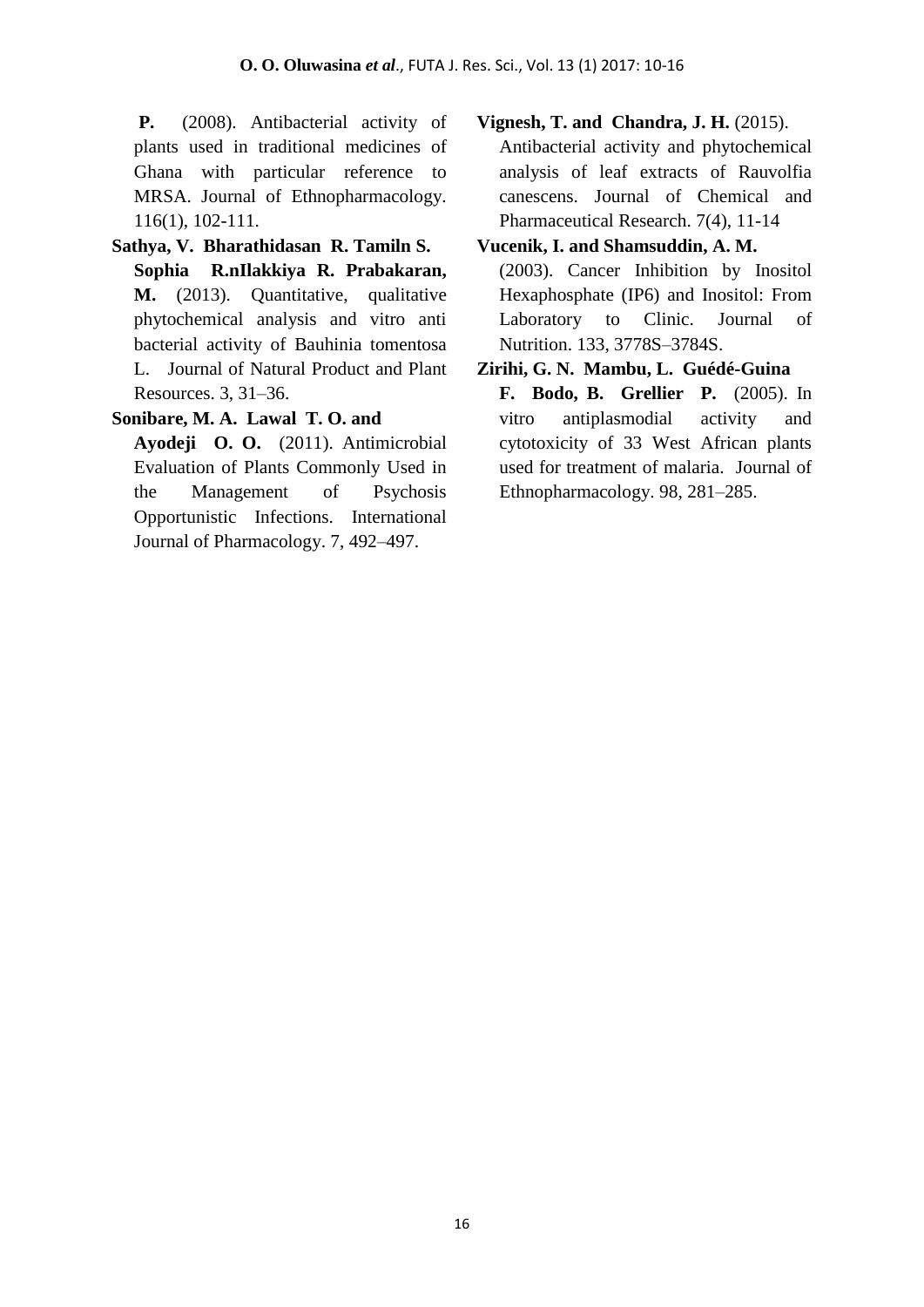**P.** (2008). Antibacterial activity of plants used in traditional medicines of Ghana with particular reference to MRSA. Journal of Ethnopharmacology. 116(1), 102-111.

**Sathya, V. Bharathidasan R. Tamiln S. Sophia R.nIlakkiya R. Prabakaran, M.** (2013). Quantitative, qualitative phytochemical analysis and vitro anti bacterial activity of Bauhinia tomentosa L. Journal of Natural Product and Plant Resources. 3, 31–36.

**Sonibare, M. A. Lawal T. O. and Ayodeji O. O.** (2011). Antimicrobial Evaluation of Plants Commonly Used in the Management of Psychosis Opportunistic Infections. International Journal of Pharmacology. 7, 492–497.

**Vignesh, T. and Chandra, J. H.** (2015). Antibacterial activity and phytochemical analysis of leaf extracts of Rauvolfia canescens. Journal of Chemical and Pharmaceutical Research. 7(4), 11-14

**Vucenik, I. and Shamsuddin, A. M.** (2003). Cancer Inhibition by Inositol Hexaphosphate (IP6) and Inositol: From Laboratory to Clinic. Journal of Nutrition. 133, 3778S–3784S.

**Zirihi, G. N. Mambu, L. Guédé-Guina F. Bodo, B. Grellier P.** (2005). In vitro antiplasmodial activity and cytotoxicity of 33 West African plants used for treatment of malaria. Journal of Ethnopharmacology. 98, 281–285.